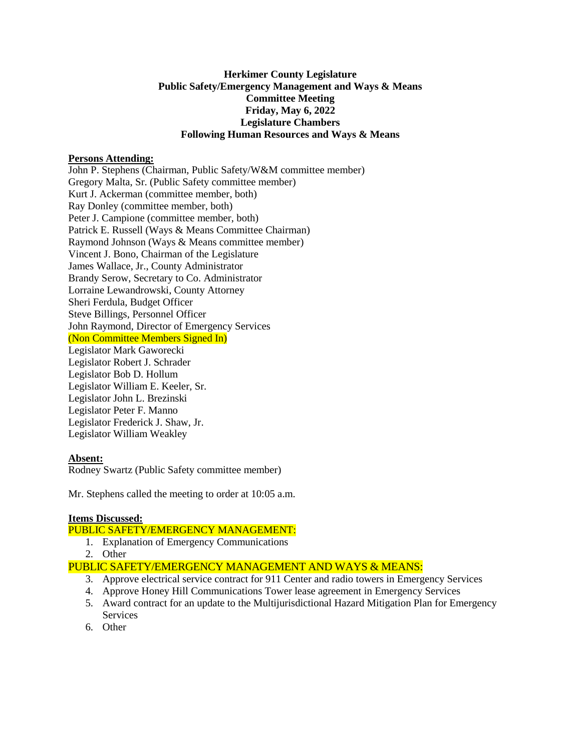**Herkimer County Legislature**
**Public Safety/Emergency Management and Ways & Means**
**Committee Meeting**
**Friday, May 6, 2022**
**Legislature Chambers**
**Following Human Resources and Ways & Means**

**Persons Attending:**

John P. Stephens (Chairman, Public Safety/W&M committee member)
Gregory Malta, Sr. (Public Safety committee member)
Kurt J. Ackerman (committee member, both)
Ray Donley (committee member, both)
Peter J. Campione (committee member, both)
Patrick E. Russell (Ways & Means Committee Chairman)
Raymond Johnson (Ways & Means committee member)
Vincent J. Bono, Chairman of the Legislature
James Wallace, Jr., County Administrator
Brandy Serow, Secretary to Co. Administrator
Lorraine Lewandrowski, County Attorney
Sheri Ferdula, Budget Officer
Steve Billings, Personnel Officer
John Raymond, Director of Emergency Services
(Non Committee Members Signed In)
Legislator Mark Gaworecki
Legislator Robert J. Schrader
Legislator Bob D. Hollum
Legislator William E. Keeler, Sr.
Legislator John L. Brezinski
Legislator Peter F. Manno
Legislator Frederick J. Shaw, Jr.
Legislator William Weakley

**Absent:**

Rodney Swartz (Public Safety committee member)

Mr. Stephens called the meeting to order at 10:05 a.m.

**Items Discussed:**

PUBLIC SAFETY/EMERGENCY MANAGEMENT:

1. Explanation of Emergency Communications
2. Other

PUBLIC SAFETY/EMERGENCY MANAGEMENT AND WAYS & MEANS:

3. Approve electrical service contract for 911 Center and radio towers in Emergency Services
4. Approve Honey Hill Communications Tower lease agreement in Emergency Services
5. Award contract for an update to the Multijurisdictional Hazard Mitigation Plan for Emergency Services
6. Other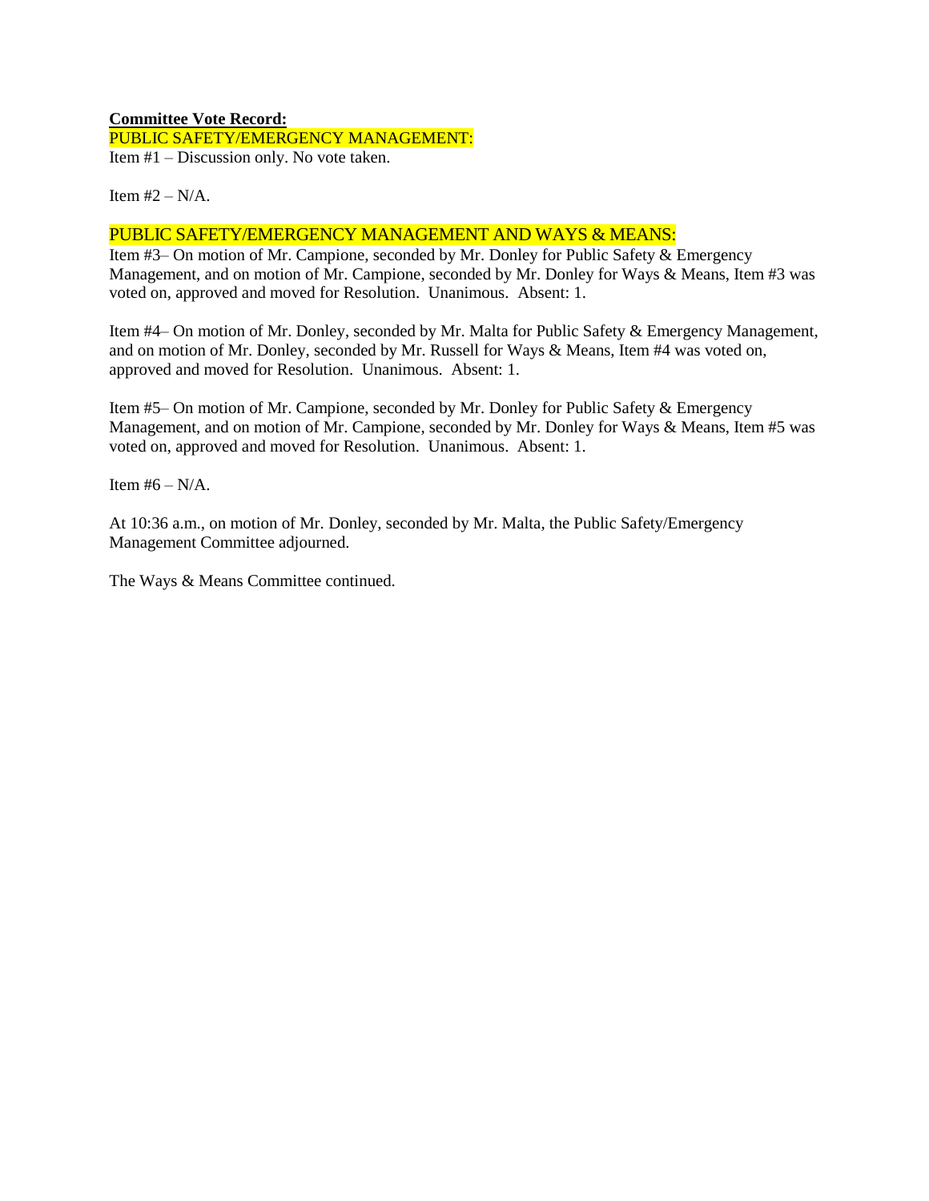**Committee Vote Record:**

PUBLIC SAFETY/EMERGENCY MANAGEMENT:

Item #1 – Discussion only. No vote taken.

Item #2 – N/A.

PUBLIC SAFETY/EMERGENCY MANAGEMENT AND WAYS & MEANS:

Item #3– On motion of Mr. Campione, seconded by Mr. Donley for Public Safety & Emergency Management, and on motion of Mr. Campione, seconded by Mr. Donley for Ways & Means, Item #3 was voted on, approved and moved for Resolution. Unanimous. Absent: 1.

Item #4– On motion of Mr. Donley, seconded by Mr. Malta for Public Safety & Emergency Management, and on motion of Mr. Donley, seconded by Mr. Russell for Ways & Means, Item #4 was voted on, approved and moved for Resolution. Unanimous. Absent: 1.

Item #5– On motion of Mr. Campione, seconded by Mr. Donley for Public Safety & Emergency Management, and on motion of Mr. Campione, seconded by Mr. Donley for Ways & Means, Item #5 was voted on, approved and moved for Resolution. Unanimous. Absent: 1.

Item #6 – N/A.

At 10:36 a.m., on motion of Mr. Donley, seconded by Mr. Malta, the Public Safety/Emergency Management Committee adjourned.

The Ways & Means Committee continued.